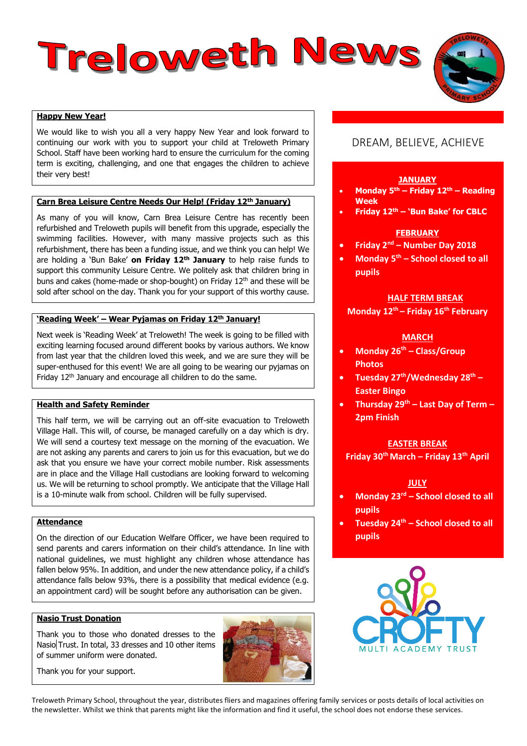# Treloweth News

## Happy New Year!

We would like to wish you all a very happy New Year and look forward to continuing our work with you to support your child at Treloweth Primary School. Staff have been working hard to ensure the curriculum for the coming term is exciting, challenging, and one that engages the children to achieve their very best!

## Carn Brea Leisure Centre Needs Our Help! (Friday 12th January)

As many of you will know, Carn Brea Leisure Centre has recently been refurbished and Treloweth pupils will benefit from this upgrade, especially the swimming facilities. However, with many massive projects such as this refurbishment, there has been a funding issue, and we think you can help! We are holding a 'Bun Bake' **on Friday 12th January** to help raise funds to support this community Leisure Centre. We politely ask that children bring in buns and cakes (home-made or shop-bought) on Friday 12th and these will be sold after school on the day. Thank you for your support of this worthy cause.

## 'Reading Week' – Wear Pyjamas on Friday 12th January!

Next week is 'Reading Week' at Treloweth! The week is going to be filled with exciting learning focused around different books by various authors. We know from last year that the children loved this week, and we are sure they will be super-enthused for this event! We are all going to be wearing our pyjamas on Friday 12th January and encourage all children to do the same.

## Health and Safety Reminder

This half term, we will be carrying out an off-site evacuation to Treloweth Village Hall. This will, of course, be managed carefully on a day which is dry. We will send a courtesy text message on the morning of the evacuation. We are not asking any parents and carers to join us for this evacuation, but we do ask that you ensure we have your correct mobile number. Risk assessments are in place and the Village Hall custodians are looking forward to welcoming us. We will be returning to school promptly. We anticipate that the Village Hall is a 10-minute walk from school. Children will be fully supervised.

## Attendance

On the direction of our Education Welfare Officer, we have been required to send parents and carers information on their child's attendance. In line with national guidelines, we must highlight any children whose attendance has fallen below 95%. In addition, and under the new attendance policy, if a child's attendance falls below 93%, there is a possibility that medical evidence (e.g. an appointment card) will be sought before any authorisation can be given.

## Nasio Trust Donation

Thank you to those who donated dresses to the Nasio Trust. In total, 33 dresses and 10 other items of summer uniform were donated.

Thank you for your support.

---

DREAM, BELIEVE, ACHIEVE

**JANUARY**

- **Monday 5th – Friday 12th – Reading Week**
- **Friday 12th – 'Bun Bake' for CBLC**

**FEBRUARY**

- **Friday 2nd – Number Day 2018**
- **Monday 5th – School closed to all pupils**

**HALF TERM BREAK**

**Monday 12th – Friday 16th February**

**MARCH**

- **Monday 26th – Class/Group Photos**
- **Tuesday 27th/Wednesday 28th – Easter Bingo**
- **Thursday 29th – Last Day of Term – 2pm Finish**

**EASTER BREAK**

**Friday 30th March – Friday 13th April**

**JULY**

- **Monday 23rd – School closed to all pupils**
- **Tuesday 24th – School closed to all pupils**

CROFTY MULTI ACADEMY TRUST

Treloweth Primary School, throughout the year, distributes fliers and magazines offering family services or posts details of local activities on the newsletter. Whilst we think that parents might like the information and find it useful, the school does not endorse these services.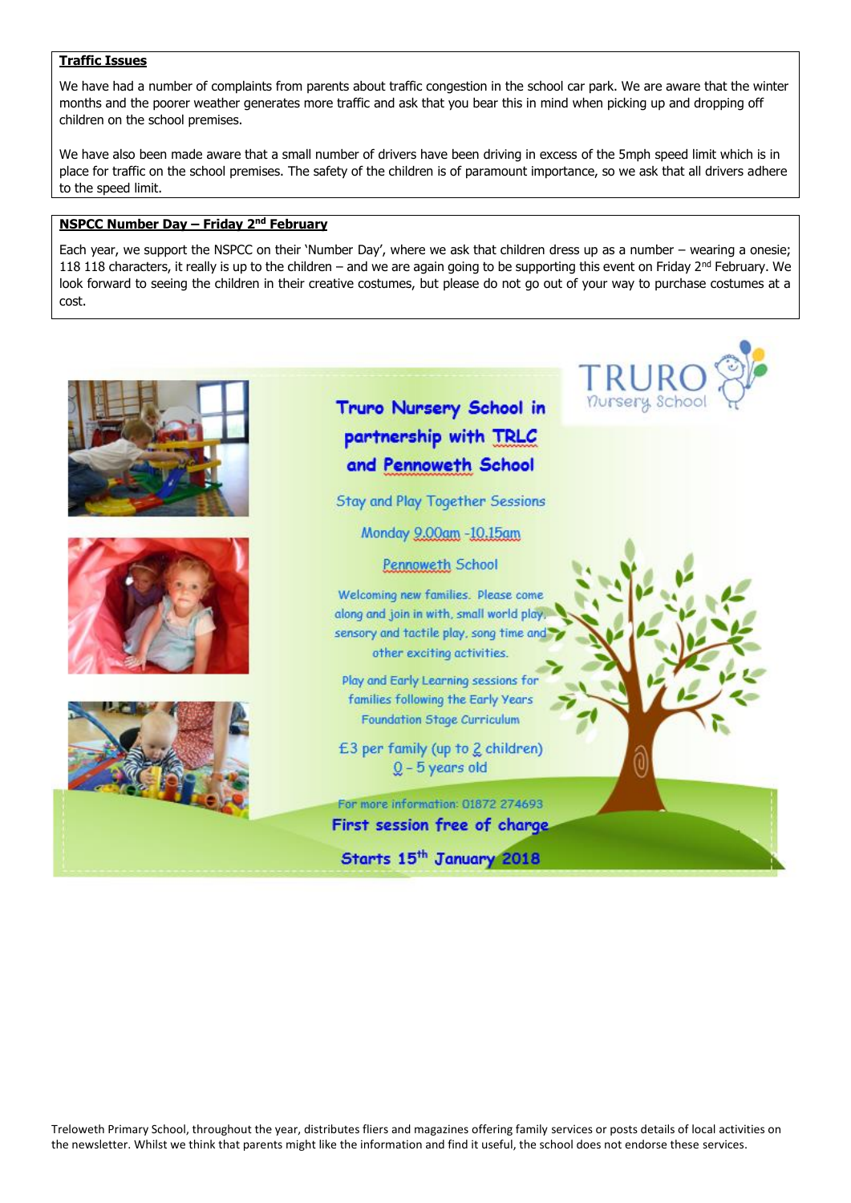## Traffic Issues

We have had a number of complaints from parents about traffic congestion in the school car park. We are aware that the winter months and the poorer weather generates more traffic and ask that you bear this in mind when picking up and dropping off children on the school premises.

We have also been made aware that a small number of drivers have been driving in excess of the 5mph speed limit which is in place for traffic on the school premises. The safety of the children is of paramount importance, so we ask that all drivers adhere to the speed limit.

## NSPCC Number Day – Friday 2nd February

Each year, we support the NSPCC on their 'Number Day', where we ask that children dress up as a number – wearing a onesie; 118 118 characters, it really is up to the children – and we are again going to be supporting this event on Friday 2nd February. We look forward to seeing the children in their creative costumes, but please do not go out of your way to purchase costumes at a cost.

TRURO Nursery School

**Truro Nursery School in partnership with TRLC and Pennoweth School**

Stay and Play Together Sessions

Monday 9.00am -10.15am

Pennoweth School

Welcoming new families. Please come along and join in with, small world play, sensory and tactile play, song time and other exciting activities.

Play and Early Learning sessions for families following the Early Years Foundation Stage Curriculum

£3 per family (up to 2 children)
0 – 5 years old

For more information: 01872 274693

**First session free of charge**

**Starts 15th January 2018**

Treloweth Primary School, throughout the year, distributes fliers and magazines offering family services or posts details of local activities on the newsletter. Whilst we think that parents might like the information and find it useful, the school does not endorse these services.